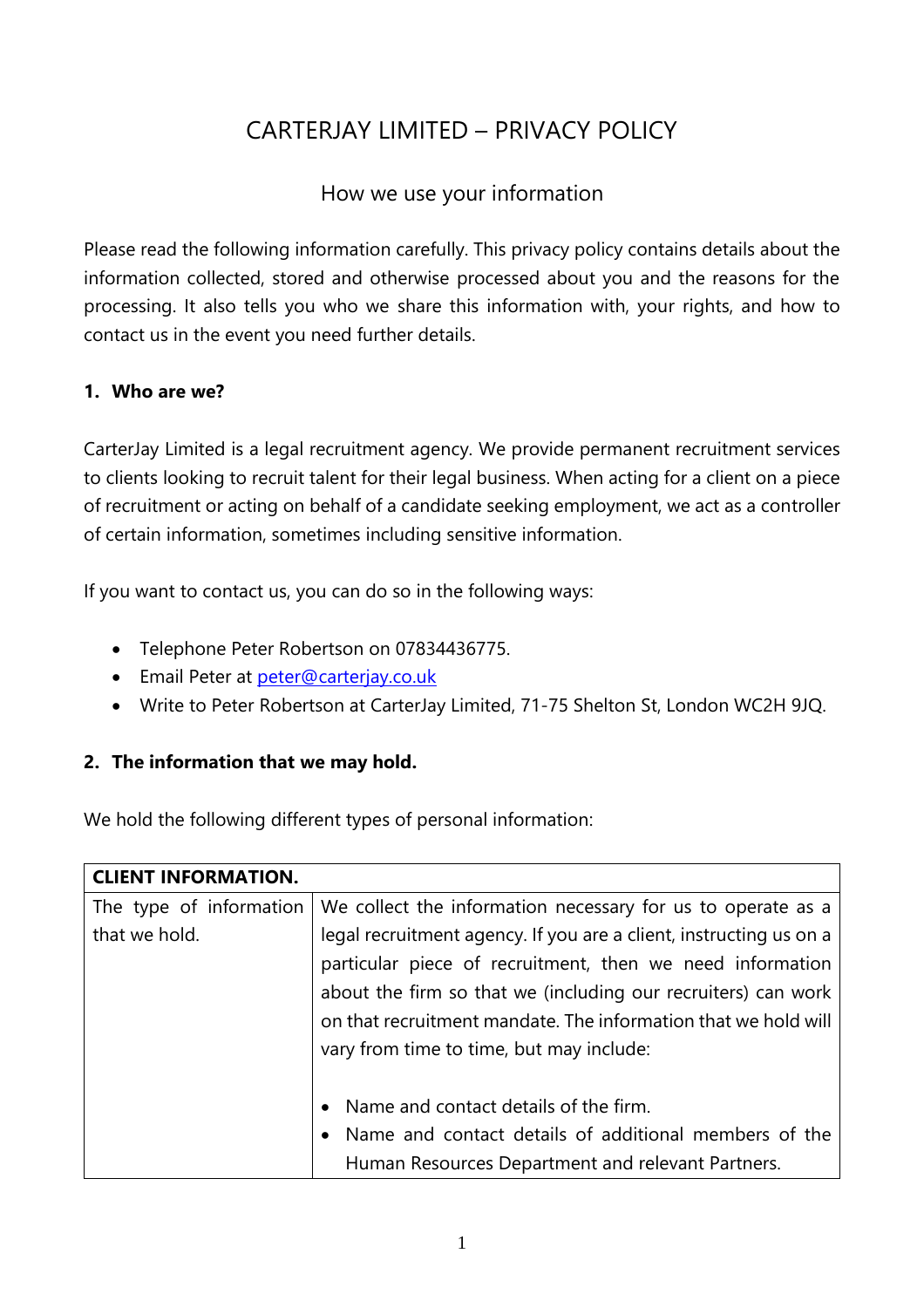# CARTERJAY LIMITED – PRIVACY POLICY

## How we use your information

Please read the following information carefully. This privacy policy contains details about the information collected, stored and otherwise processed about you and the reasons for the processing. It also tells you who we share this information with, your rights, and how to contact us in the event you need further details.

### 1. Who are we?

CarterJay Limited is a legal recruitment agency. We provide permanent recruitment services to clients looking to recruit talent for their legal business. When acting for a client on a piece of recruitment or acting on behalf of a candidate seeking employment, we act as a controller of certain information, sometimes including sensitive information.

If you want to contact us, you can do so in the following ways:

- Telephone Peter Robertson on 07834436775.
- Email Peter at peter@carterjay.co.uk
- Write to Peter Robertson at CarterJay Limited, 71-75 Shelton St, London WC2H 9JQ.

### 2. The information that we may hold.

We hold the following different types of personal information:

| **CLIENT INFORMATION.** | |
|---|---|
| The type of information that we hold. | We collect the information necessary for us to operate as a legal recruitment agency. If you are a client, instructing us on a particular piece of recruitment, then we need information about the firm so that we (including our recruiters) can work on that recruitment mandate. The information that we hold will vary from time to time, but may include:<br><br>• Name and contact details of the firm.<br>• Name and contact details of additional members of the Human Resources Department and relevant Partners. |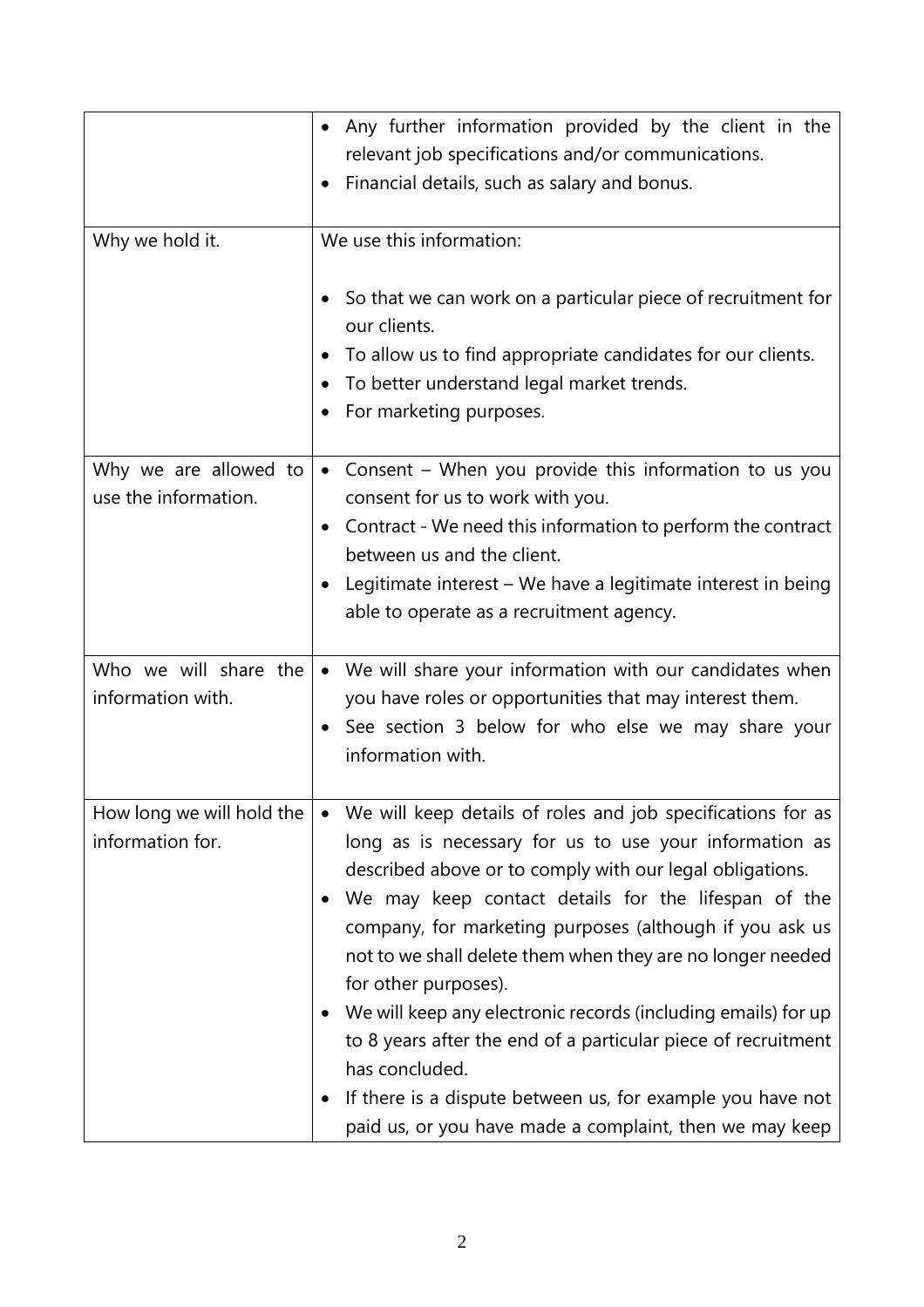| | |
|---|---|
| | • Any further information provided by the client in the relevant job specifications and/or communications.<br>• Financial details, such as salary and bonus. |
| Why we hold it. | We use this information:<br><br>• So that we can work on a particular piece of recruitment for our clients.<br>• To allow us to find appropriate candidates for our clients.<br>• To better understand legal market trends.<br>• For marketing purposes. |
| Why we are allowed to use the information. | • Consent – When you provide this information to us you consent for us to work with you.<br>• Contract - We need this information to perform the contract between us and the client.<br>• Legitimate interest – We have a legitimate interest in being able to operate as a recruitment agency. |
| Who we will share the information with. | • We will share your information with our candidates when you have roles or opportunities that may interest them.<br>• See section 3 below for who else we may share your information with. |
| How long we will hold the information for. | • We will keep details of roles and job specifications for as long as is necessary for us to use your information as described above or to comply with our legal obligations.<br>• We may keep contact details for the lifespan of the company, for marketing purposes (although if you ask us not to we shall delete them when they are no longer needed for other purposes).<br>• We will keep any electronic records (including emails) for up to 8 years after the end of a particular piece of recruitment has concluded.<br>• If there is a dispute between us, for example you have not paid us, or you have made a complaint, then we may keep |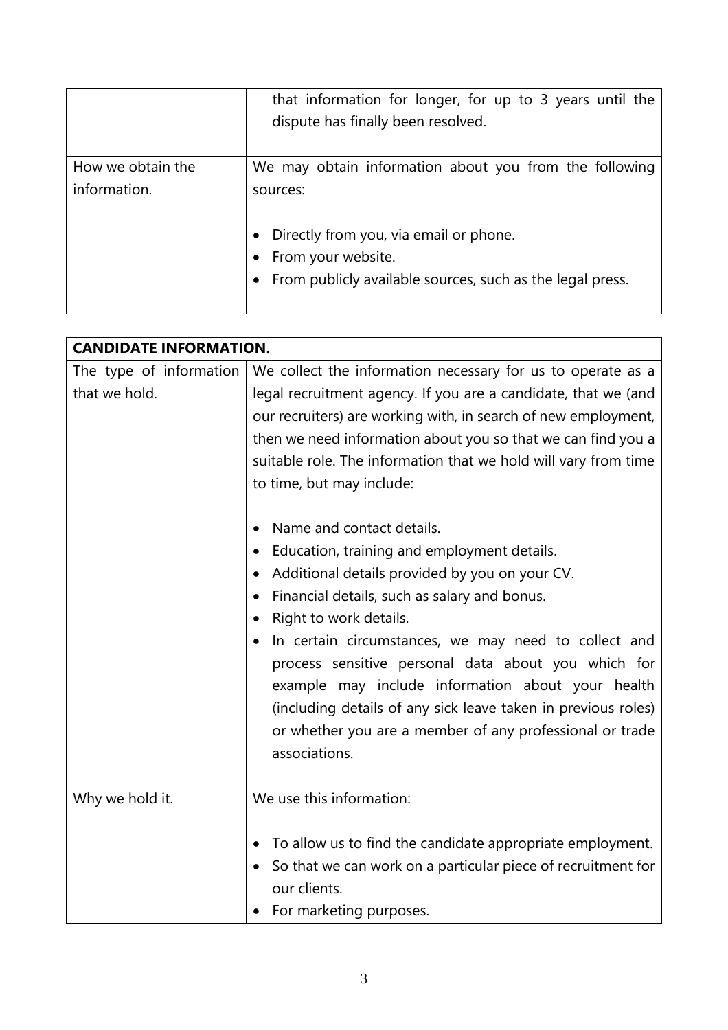| | |
|---|---|
| | that information for longer, for up to 3 years until the dispute has finally been resolved. |
| How we obtain the information. | We may obtain information about you from the following sources:<br><br>• Directly from you, via email or phone.<br>• From your website.<br>• From publicly available sources, such as the legal press. |

| **CANDIDATE INFORMATION.** | |
|---|---|
| The type of information that we hold. | We collect the information necessary for us to operate as a legal recruitment agency. If you are a candidate, that we (and our recruiters) are working with, in search of new employment, then we need information about you so that we can find you a suitable role. The information that we hold will vary from time to time, but may include:<br><br>• Name and contact details.<br>• Education, training and employment details.<br>• Additional details provided by you on your CV.<br>• Financial details, such as salary and bonus.<br>• Right to work details.<br>• In certain circumstances, we may need to collect and process sensitive personal data about you which for example may include information about your health (including details of any sick leave taken in previous roles) or whether you are a member of any professional or trade associations. |
| Why we hold it. | We use this information:<br><br>• To allow us to find the candidate appropriate employment.<br>• So that we can work on a particular piece of recruitment for our clients.<br>• For marketing purposes. |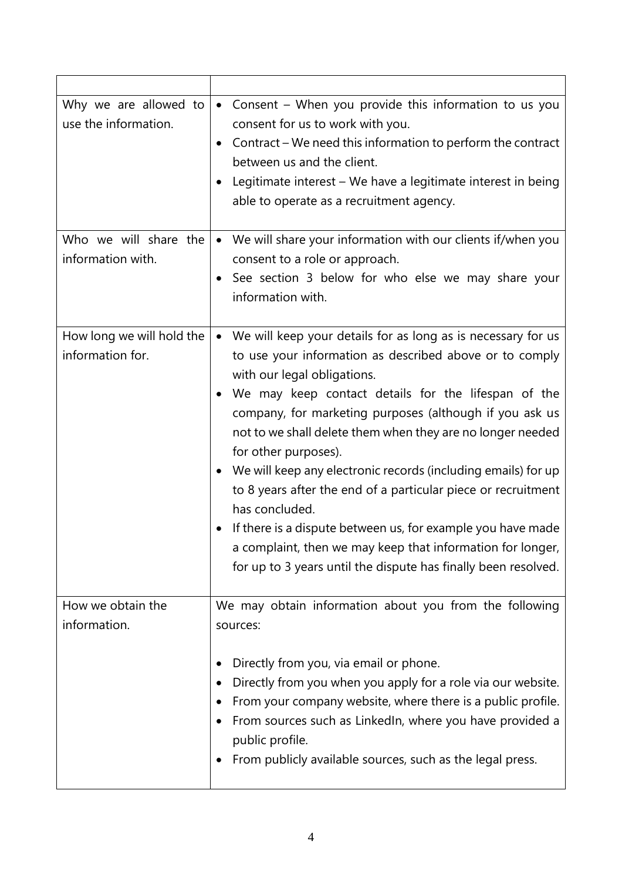| | |
|---|---|
| Why we are allowed to use the information. | • Consent – When you provide this information to us you consent for us to work with you.<br>• Contract – We need this information to perform the contract between us and the client.<br>• Legitimate interest – We have a legitimate interest in being able to operate as a recruitment agency. |
| Who we will share the information with. | • We will share your information with our clients if/when you consent to a role or approach.<br>• See section 3 below for who else we may share your information with. |
| How long we will hold the information for. | • We will keep your details for as long as is necessary for us to use your information as described above or to comply with our legal obligations.<br>• We may keep contact details for the lifespan of the company, for marketing purposes (although if you ask us not to we shall delete them when they are no longer needed for other purposes).<br>• We will keep any electronic records (including emails) for up to 8 years after the end of a particular piece or recruitment has concluded.<br>• If there is a dispute between us, for example you have made a complaint, then we may keep that information for longer, for up to 3 years until the dispute has finally been resolved. |
| How we obtain the information. | We may obtain information about you from the following sources:<br><br>• Directly from you, via email or phone.<br>• Directly from you when you apply for a role via our website.<br>• From your company website, where there is a public profile.<br>• From sources such as LinkedIn, where you have provided a public profile.<br>• From publicly available sources, such as the legal press. |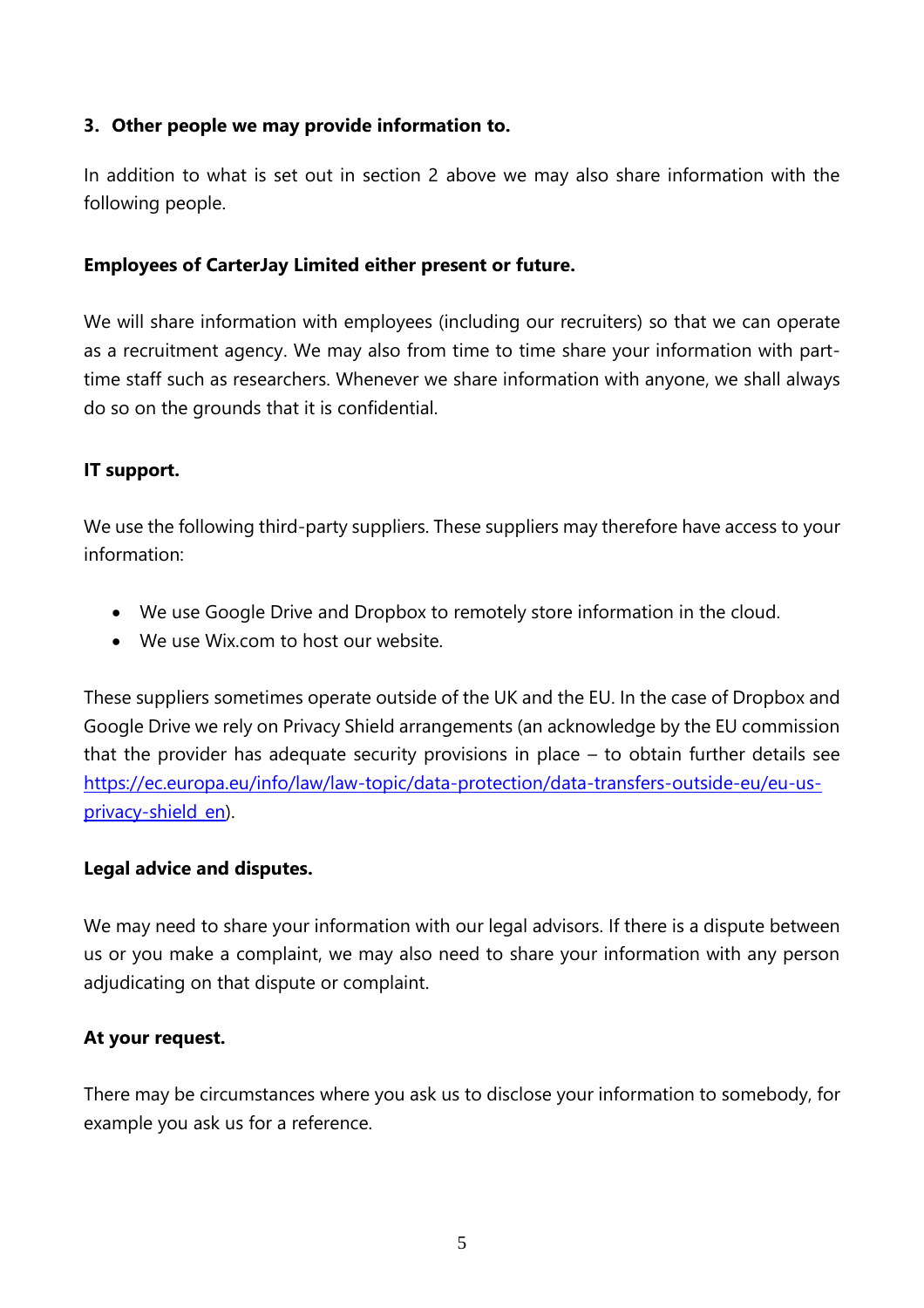## 3. Other people we may provide information to.

In addition to what is set out in section 2 above we may also share information with the following people.

**Employees of CarterJay Limited either present or future.**

We will share information with employees (including our recruiters) so that we can operate as a recruitment agency. We may also from time to time share your information with part-time staff such as researchers. Whenever we share information with anyone, we shall always do so on the grounds that it is confidential.

**IT support.**

We use the following third-party suppliers. These suppliers may therefore have access to your information:

- We use Google Drive and Dropbox to remotely store information in the cloud.
- We use Wix.com to host our website.

These suppliers sometimes operate outside of the UK and the EU. In the case of Dropbox and Google Drive we rely on Privacy Shield arrangements (an acknowledge by the EU commission that the provider has adequate security provisions in place – to obtain further details see [https://ec.europa.eu/info/law/law-topic/data-protection/data-transfers-outside-eu/eu-us-privacy-shield_en](https://ec.europa.eu/info/law/law-topic/data-protection/data-transfers-outside-eu/eu-us-privacy-shield_en)).

**Legal advice and disputes.**

We may need to share your information with our legal advisors. If there is a dispute between us or you make a complaint, we may also need to share your information with any person adjudicating on that dispute or complaint.

**At your request.**

There may be circumstances where you ask us to disclose your information to somebody, for example you ask us for a reference.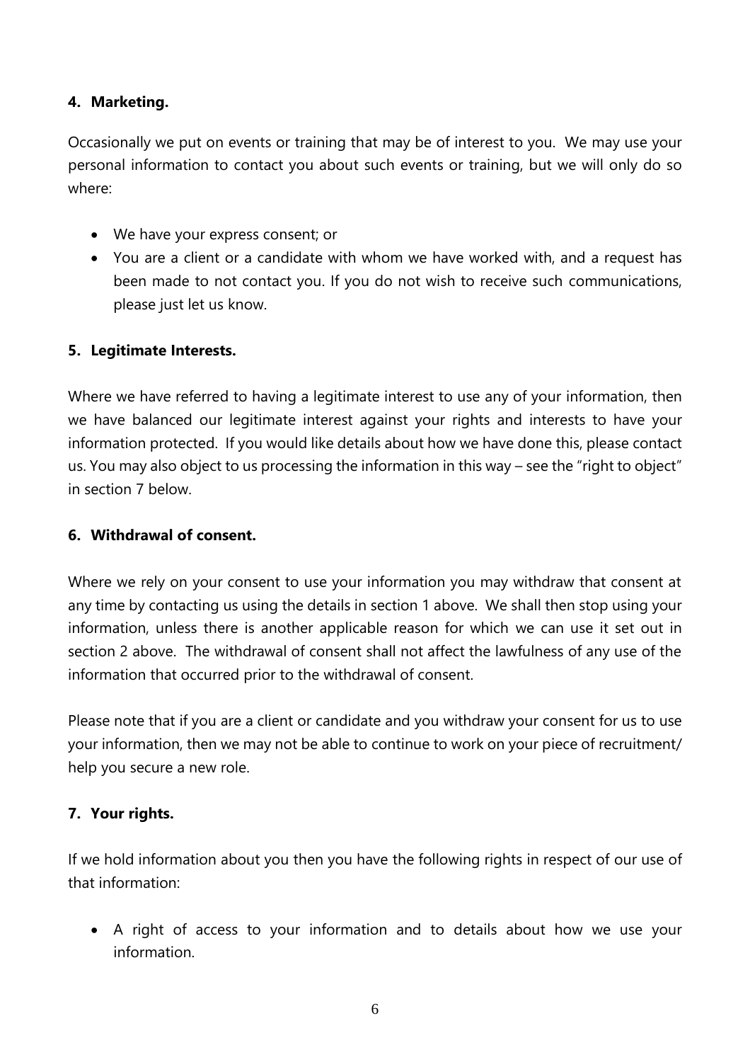## 4. Marketing.

Occasionally we put on events or training that may be of interest to you. We may use your personal information to contact you about such events or training, but we will only do so where:

- We have your express consent; or
- You are a client or a candidate with whom we have worked with, and a request has been made to not contact you. If you do not wish to receive such communications, please just let us know.

## 5. Legitimate Interests.

Where we have referred to having a legitimate interest to use any of your information, then we have balanced our legitimate interest against your rights and interests to have your information protected. If you would like details about how we have done this, please contact us. You may also object to us processing the information in this way – see the "right to object" in section 7 below.

## 6. Withdrawal of consent.

Where we rely on your consent to use your information you may withdraw that consent at any time by contacting us using the details in section 1 above. We shall then stop using your information, unless there is another applicable reason for which we can use it set out in section 2 above. The withdrawal of consent shall not affect the lawfulness of any use of the information that occurred prior to the withdrawal of consent.

Please note that if you are a client or candidate and you withdraw your consent for us to use your information, then we may not be able to continue to work on your piece of recruitment/ help you secure a new role.

## 7. Your rights.

If we hold information about you then you have the following rights in respect of our use of that information:

- A right of access to your information and to details about how we use your information.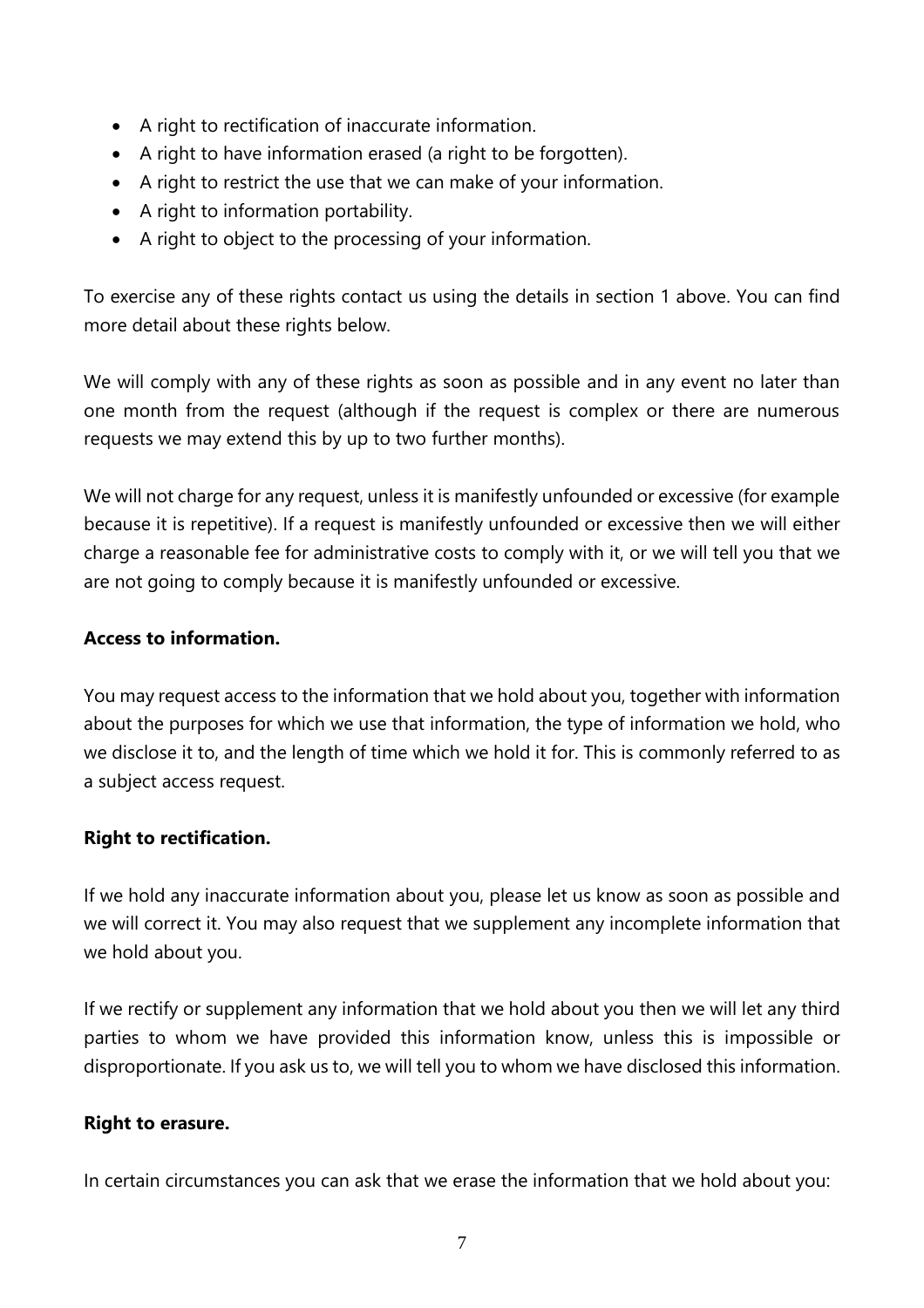- A right to rectification of inaccurate information.
- A right to have information erased (a right to be forgotten).
- A right to restrict the use that we can make of your information.
- A right to information portability.
- A right to object to the processing of your information.

To exercise any of these rights contact us using the details in section 1 above. You can find more detail about these rights below.

We will comply with any of these rights as soon as possible and in any event no later than one month from the request (although if the request is complex or there are numerous requests we may extend this by up to two further months).

We will not charge for any request, unless it is manifestly unfounded or excessive (for example because it is repetitive). If a request is manifestly unfounded or excessive then we will either charge a reasonable fee for administrative costs to comply with it, or we will tell you that we are not going to comply because it is manifestly unfounded or excessive.

**Access to information.**

You may request access to the information that we hold about you, together with information about the purposes for which we use that information, the type of information we hold, who we disclose it to, and the length of time which we hold it for. This is commonly referred to as a subject access request.

**Right to rectification.**

If we hold any inaccurate information about you, please let us know as soon as possible and we will correct it. You may also request that we supplement any incomplete information that we hold about you.

If we rectify or supplement any information that we hold about you then we will let any third parties to whom we have provided this information know, unless this is impossible or disproportionate. If you ask us to, we will tell you to whom we have disclosed this information.

**Right to erasure.**

In certain circumstances you can ask that we erase the information that we hold about you: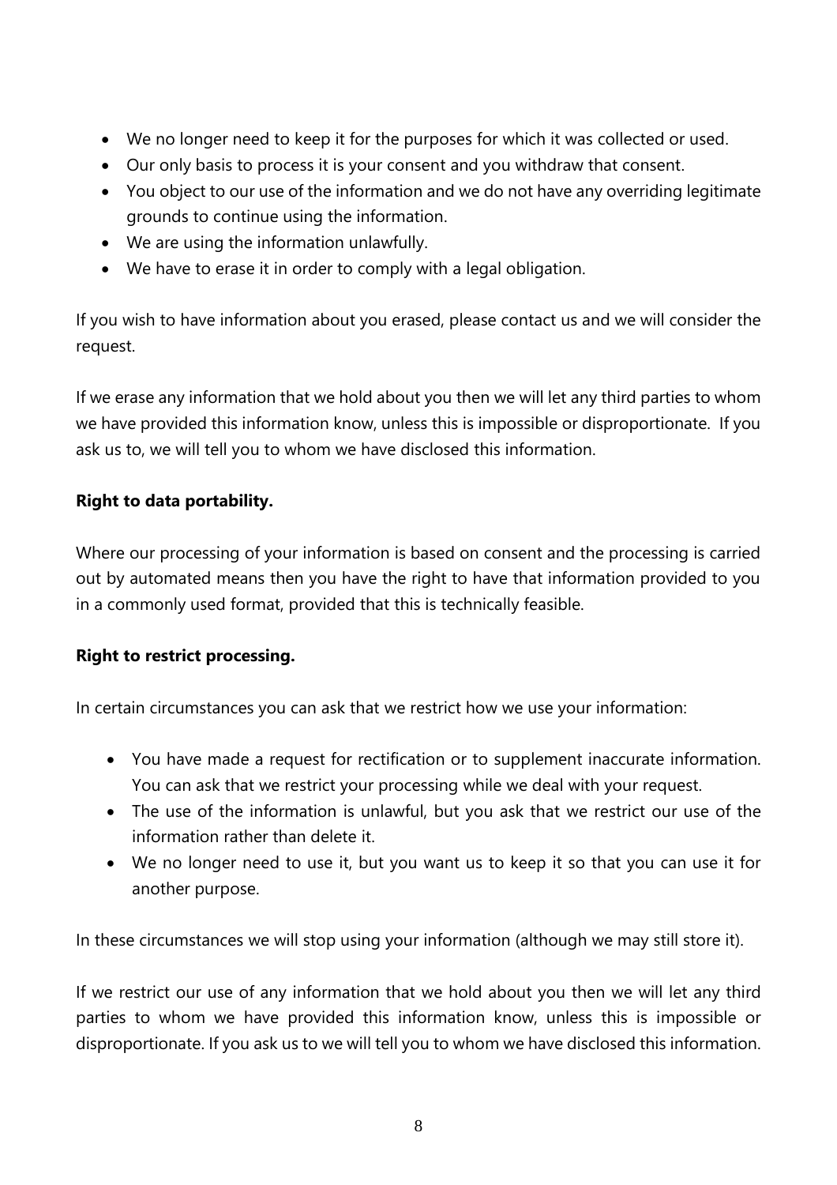- We no longer need to keep it for the purposes for which it was collected or used.
- Our only basis to process it is your consent and you withdraw that consent.
- You object to our use of the information and we do not have any overriding legitimate grounds to continue using the information.
- We are using the information unlawfully.
- We have to erase it in order to comply with a legal obligation.

If you wish to have information about you erased, please contact us and we will consider the request.

If we erase any information that we hold about you then we will let any third parties to whom we have provided this information know, unless this is impossible or disproportionate. If you ask us to, we will tell you to whom we have disclosed this information.

**Right to data portability.**

Where our processing of your information is based on consent and the processing is carried out by automated means then you have the right to have that information provided to you in a commonly used format, provided that this is technically feasible.

**Right to restrict processing.**

In certain circumstances you can ask that we restrict how we use your information:

- You have made a request for rectification or to supplement inaccurate information. You can ask that we restrict your processing while we deal with your request.
- The use of the information is unlawful, but you ask that we restrict our use of the information rather than delete it.
- We no longer need to use it, but you want us to keep it so that you can use it for another purpose.

In these circumstances we will stop using your information (although we may still store it).

If we restrict our use of any information that we hold about you then we will let any third parties to whom we have provided this information know, unless this is impossible or disproportionate. If you ask us to we will tell you to whom we have disclosed this information.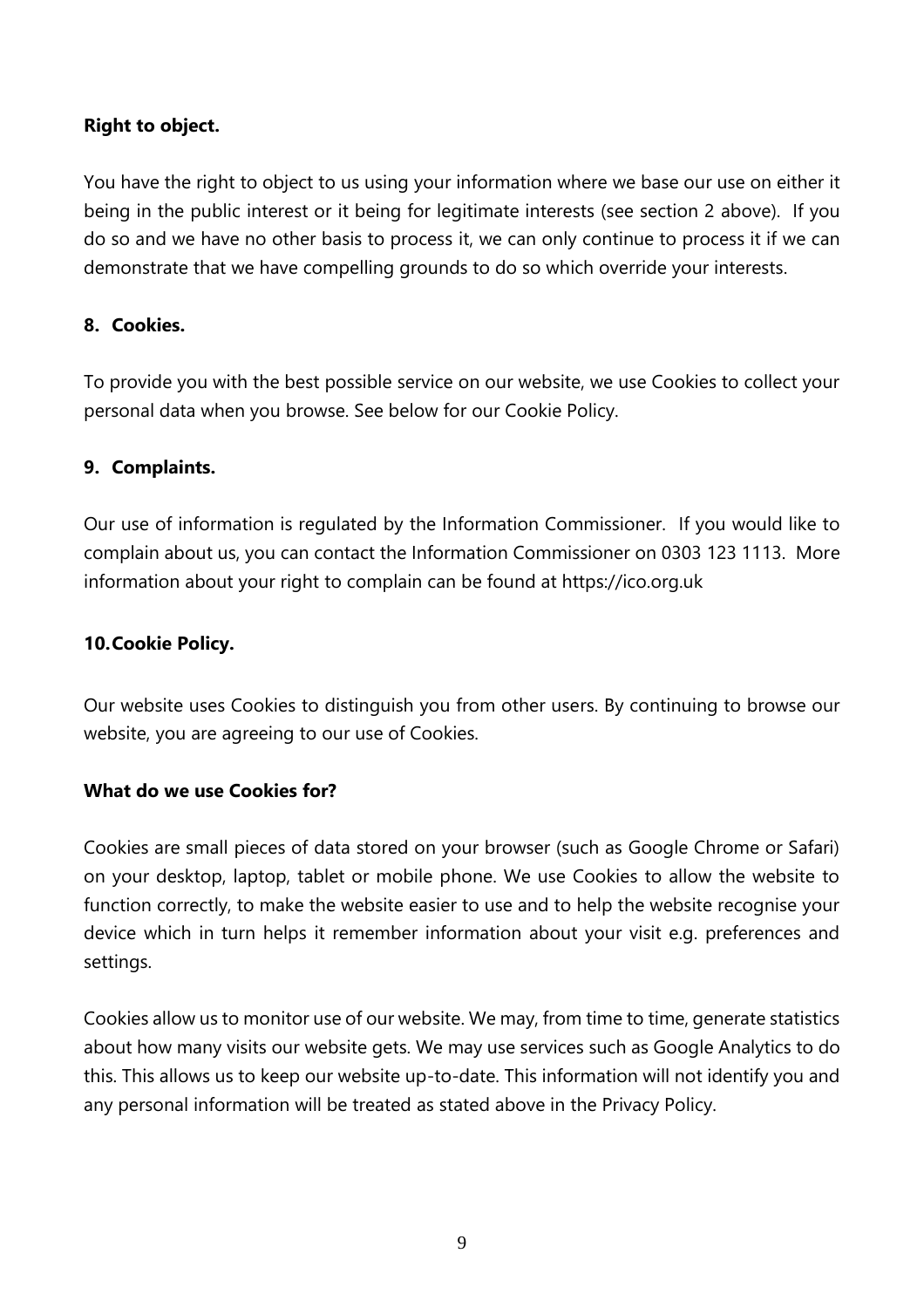**Right to object.**

You have the right to object to us using your information where we base our use on either it being in the public interest or it being for legitimate interests (see section 2 above). If you do so and we have no other basis to process it, we can only continue to process it if we can demonstrate that we have compelling grounds to do so which override your interests.

## 8. Cookies.

To provide you with the best possible service on our website, we use Cookies to collect your personal data when you browse. See below for our Cookie Policy.

## 9. Complaints.

Our use of information is regulated by the Information Commissioner. If you would like to complain about us, you can contact the Information Commissioner on 0303 123 1113. More information about your right to complain can be found at https://ico.org.uk

## 10. Cookie Policy.

Our website uses Cookies to distinguish you from other users. By continuing to browse our website, you are agreeing to our use of Cookies.

**What do we use Cookies for?**

Cookies are small pieces of data stored on your browser (such as Google Chrome or Safari) on your desktop, laptop, tablet or mobile phone. We use Cookies to allow the website to function correctly, to make the website easier to use and to help the website recognise your device which in turn helps it remember information about your visit e.g. preferences and settings.

Cookies allow us to monitor use of our website. We may, from time to time, generate statistics about how many visits our website gets. We may use services such as Google Analytics to do this. This allows us to keep our website up-to-date. This information will not identify you and any personal information will be treated as stated above in the Privacy Policy.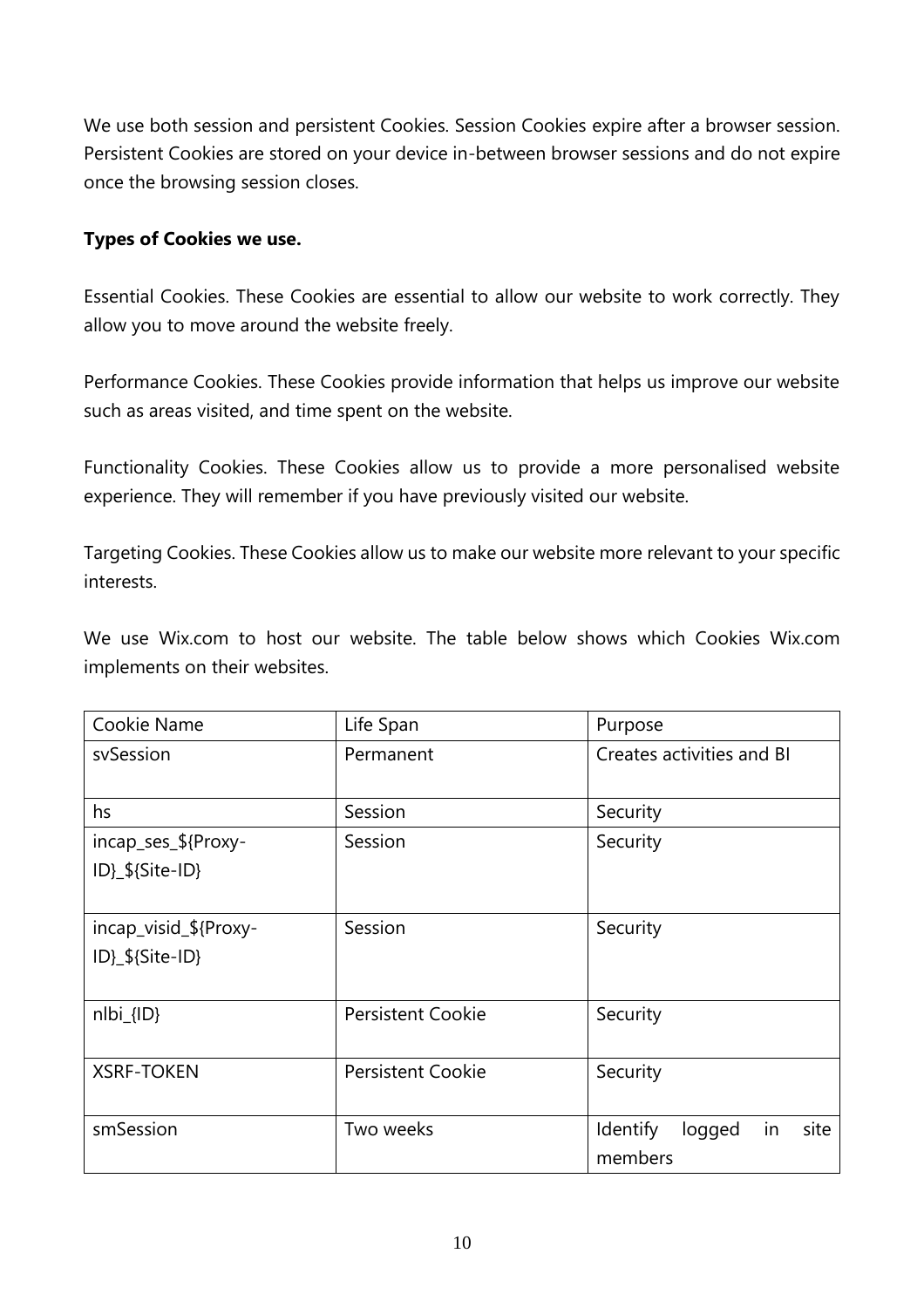We use both session and persistent Cookies. Session Cookies expire after a browser session. Persistent Cookies are stored on your device in-between browser sessions and do not expire once the browsing session closes.

**Types of Cookies we use.**

Essential Cookies. These Cookies are essential to allow our website to work correctly. They allow you to move around the website freely.

Performance Cookies. These Cookies provide information that helps us improve our website such as areas visited, and time spent on the website.

Functionality Cookies. These Cookies allow us to provide a more personalised website experience. They will remember if you have previously visited our website.

Targeting Cookies. These Cookies allow us to make our website more relevant to your specific interests.

We use Wix.com to host our website. The table below shows which Cookies Wix.com implements on their websites.

| Cookie Name | Life Span | Purpose |
|---|---|---|
| svSession | Permanent | Creates activities and BI |
| hs | Session | Security |
| incap_ses_${Proxy-ID}_${Site-ID} | Session | Security |
| incap_visid_${Proxy-ID}_${Site-ID} | Session | Security |
| nlbi_{ID} | Persistent Cookie | Security |
| XSRF-TOKEN | Persistent Cookie | Security |
| smSession | Two weeks | Identify logged in site members |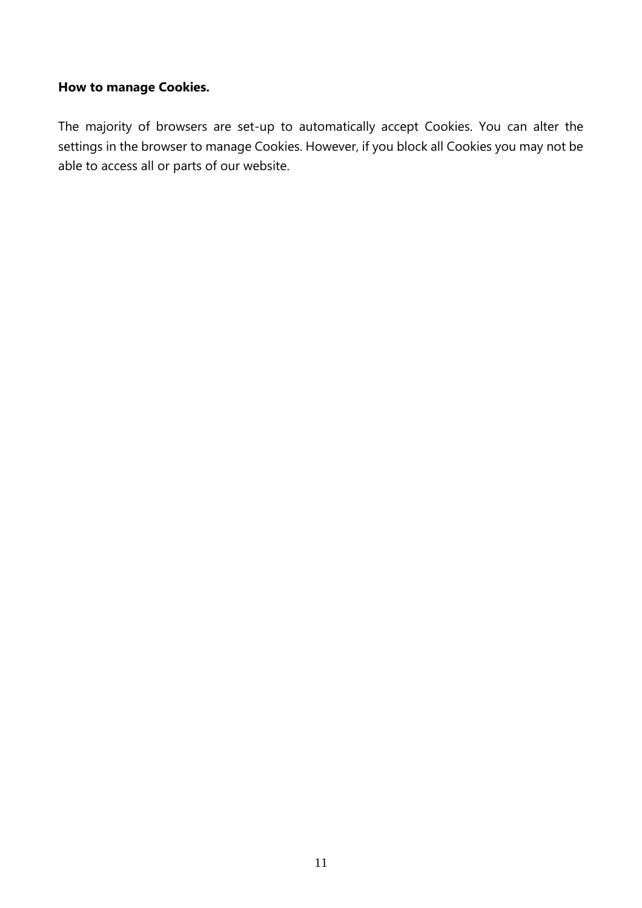**How to manage Cookies.**

The majority of browsers are set-up to automatically accept Cookies. You can alter the settings in the browser to manage Cookies. However, if you block all Cookies you may not be able to access all or parts of our website.